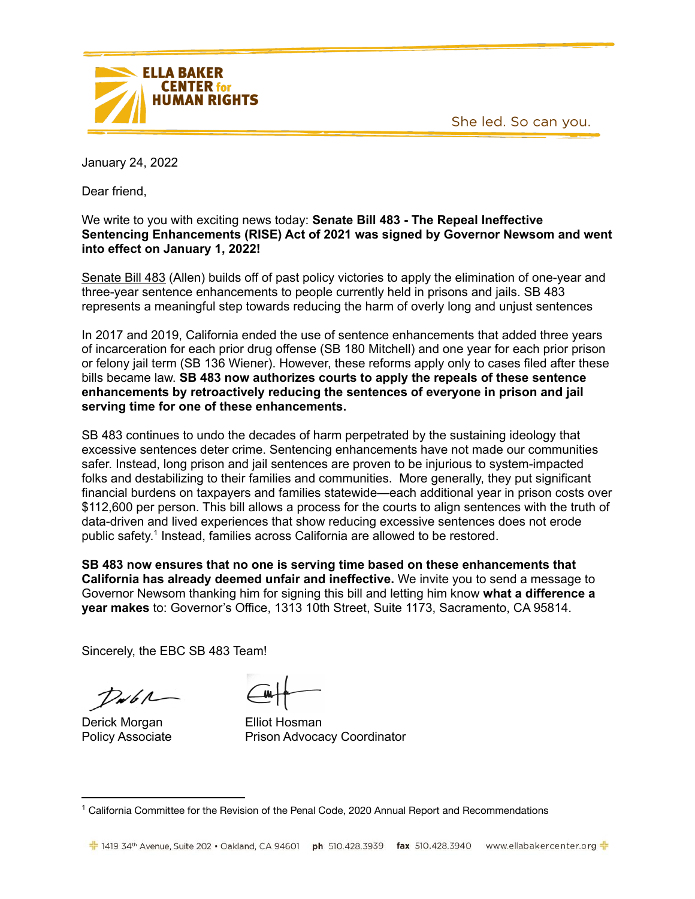ELLA BAKER CENTER for HUMAN RIGHTS

She led. So can you.

January 24, 2022

Dear friend,

We write to you with exciting news today: **Senate Bill 483 - The Repeal Ineffective Sentencing Enhancements (RISE) Act of 2021 was signed by Governor Newsom and went into effect on January 1, 2022!**

Senate Bill 483 (Allen) builds off of past policy victories to apply the elimination of one-year and three-year sentence enhancements to people currently held in prisons and jails. SB 483 represents a meaningful step towards reducing the harm of overly long and unjust sentences

In 2017 and 2019, California ended the use of sentence enhancements that added three years of incarceration for each prior drug offense (SB 180 Mitchell) and one year for each prior prison or felony jail term (SB 136 Wiener). However, these reforms apply only to cases filed after these bills became law. **SB 483 now authorizes courts to apply the repeals of these sentence enhancements by retroactively reducing the sentences of everyone in prison and jail serving time for one of these enhancements.**

SB 483 continues to undo the decades of harm perpetrated by the sustaining ideology that excessive sentences deter crime. Sentencing enhancements have not made our communities safer. Instead, long prison and jail sentences are proven to be injurious to system-impacted folks and destabilizing to their families and communities. More generally, they put significant financial burdens on taxpayers and families statewide—each additional year in prison costs over $112,600 per person. This bill allows a process for the courts to align sentences with the truth of data-driven and lived experiences that show reducing excessive sentences does not erode public safety.[1] Instead, families across California are allowed to be restored.

**SB 483 now ensures that no one is serving time based on these enhancements that California has already deemed unfair and ineffective.** We invite you to send a message to Governor Newsom thanking him for signing this bill and letting him know **what a difference a year makes** to: Governor's Office, 1313 10th Street, Suite 1173, Sacramento, CA 95814.

Sincerely, the EBC SB 483 Team!

Derick Morgan
Policy Associate

Elliot Hosman
Prison Advocacy Coordinator

[1] California Committee for the Revision of the Penal Code, 2020 Annual Report and Recommendations

1419 34th Avenue, Suite 202 • Oakland, CA 94601 ph 510.428.3939 fax 510.428.3940 www.ellabakercenter.org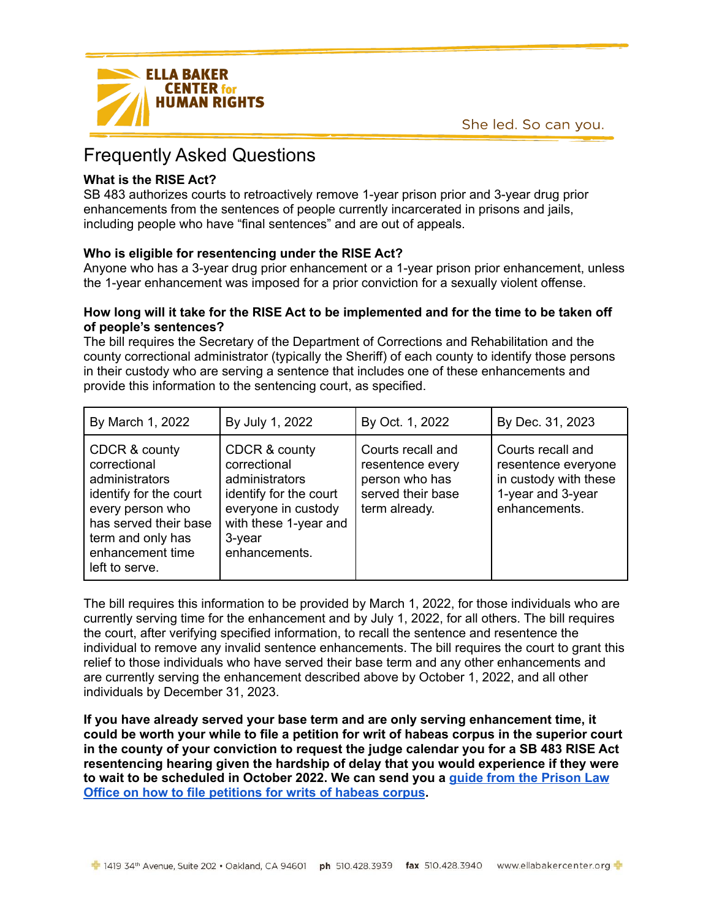# Frequently Asked Questions

**What is the RISE Act?**

SB 483 authorizes courts to retroactively remove 1-year prison prior and 3-year drug prior enhancements from the sentences of people currently incarcerated in prisons and jails, including people who have "final sentences" and are out of appeals.

**Who is eligible for resentencing under the RISE Act?**

Anyone who has a 3-year drug prior enhancement or a 1-year prison prior enhancement, unless the 1-year enhancement was imposed for a prior conviction for a sexually violent offense.

**How long will it take for the RISE Act to be implemented and for the time to be taken off of people's sentences?**

The bill requires the Secretary of the Department of Corrections and Rehabilitation and the county correctional administrator (typically the Sheriff) of each county to identify those persons in their custody who are serving a sentence that includes one of these enhancements and provide this information to the sentencing court, as specified.

| By March 1, 2022 | By July 1, 2022 | By Oct. 1, 2022 | By Dec. 31, 2023 |
|---|---|---|---|
| CDCR & county correctional administrators identify for the court every person who has served their base term and only has enhancement time left to serve. | CDCR & county correctional administrators identify for the court everyone in custody with these 1-year and 3-year enhancements. | Courts recall and resentence every person who has served their base term already. | Courts recall and resentence everyone in custody with these 1-year and 3-year enhancements. |

The bill requires this information to be provided by March 1, 2022, for those individuals who are currently serving time for the enhancement and by July 1, 2022, for all others. The bill requires the court, after verifying specified information, to recall the sentence and resentence the individual to remove any invalid sentence enhancements. The bill requires the court to grant this relief to those individuals who have served their base term and any other enhancements and are currently serving the enhancement described above by October 1, 2022, and all other individuals by December 31, 2023.

**If you have already served your base term and are only serving enhancement time, it could be worth your while to file a petition for writ of habeas corpus in the superior court in the county of your conviction to request the judge calendar you for a SB 483 RISE Act resentencing hearing given the hardship of delay that you would experience if they were to wait to be scheduled in October 2022. We can send you a guide from the Prison Law Office on how to file petitions for writs of habeas corpus.**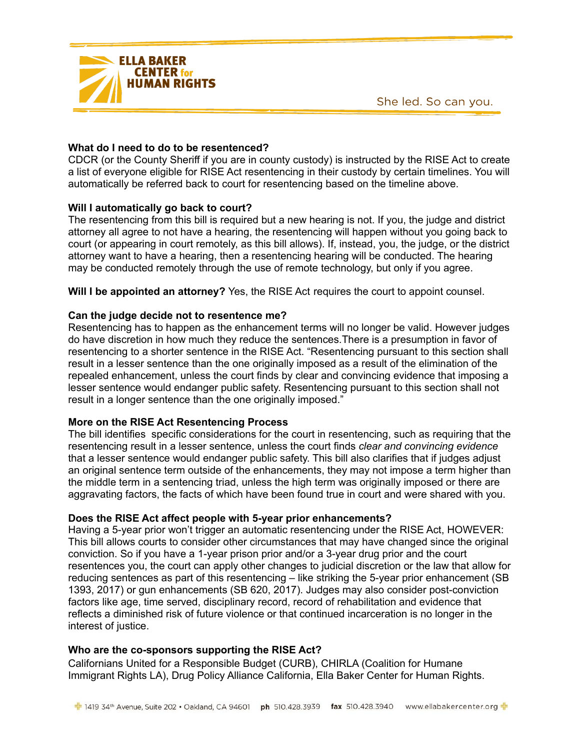**What do I need to do to be resentenced?**
CDCR (or the County Sheriff if you are in county custody) is instructed by the RISE Act to create a list of everyone eligible for RISE Act resentencing in their custody by certain timelines. You will automatically be referred back to court for resentencing based on the timeline above.

**Will I automatically go back to court?**
The resentencing from this bill is required but a new hearing is not. If you, the judge and district attorney all agree to not have a hearing, the resentencing will happen without you going back to court (or appearing in court remotely, as this bill allows). If, instead, you, the judge, or the district attorney want to have a hearing, then a resentencing hearing will be conducted. The hearing may be conducted remotely through the use of remote technology, but only if you agree.

**Will I be appointed an attorney?** Yes, the RISE Act requires the court to appoint counsel.

**Can the judge decide not to resentence me?**
Resentencing has to happen as the enhancement terms will no longer be valid. However judges do have discretion in how much they reduce the sentences.There is a presumption in favor of resentencing to a shorter sentence in the RISE Act. "Resentencing pursuant to this section shall result in a lesser sentence than the one originally imposed as a result of the elimination of the repealed enhancement, unless the court finds by clear and convincing evidence that imposing a lesser sentence would endanger public safety. Resentencing pursuant to this section shall not result in a longer sentence than the one originally imposed."

**More on the RISE Act Resentencing Process**
The bill identifies specific considerations for the court in resentencing, such as requiring that the resentencing result in a lesser sentence, unless the court finds *clear and convincing evidence* that a lesser sentence would endanger public safety. This bill also clarifies that if judges adjust an original sentence term outside of the enhancements, they may not impose a term higher than the middle term in a sentencing triad, unless the high term was originally imposed or there are aggravating factors, the facts of which have been found true in court and were shared with you.

**Does the RISE Act affect people with 5-year prior enhancements?**
Having a 5-year prior won't trigger an automatic resentencing under the RISE Act, HOWEVER: This bill allows courts to consider other circumstances that may have changed since the original conviction. So if you have a 1-year prison prior and/or a 3-year drug prior and the court resentences you, the court can apply other changes to judicial discretion or the law that allow for reducing sentences as part of this resentencing – like striking the 5-year prior enhancement (SB 1393, 2017) or gun enhancements (SB 620, 2017). Judges may also consider post-conviction factors like age, time served, disciplinary record, record of rehabilitation and evidence that reflects a diminished risk of future violence or that continued incarceration is no longer in the interest of justice.

**Who are the co-sponsors supporting the RISE Act?**
Californians United for a Responsible Budget (CURB), CHIRLA (Coalition for Humane Immigrant Rights LA), Drug Policy Alliance California, Ella Baker Center for Human Rights.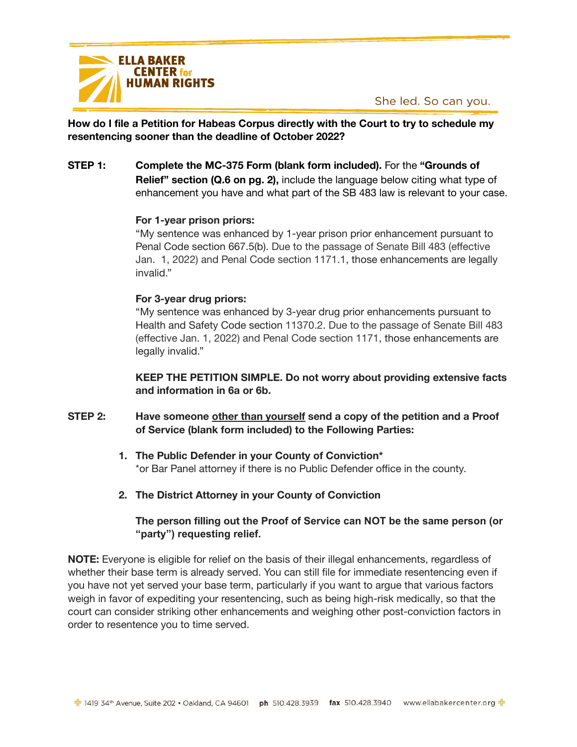ELLA BAKER CENTER for HUMAN RIGHTS

She led. So can you.

**How do I file a Petition for Habeas Corpus directly with the Court to try to schedule my resentencing sooner than the deadline of October 2022?**

**STEP 1:** **Complete the MC-375 Form (blank form included).** For the **"Grounds of Relief" section (Q.6 on pg. 2),** include the language below citing what type of enhancement you have and what part of the SB 483 law is relevant to your case.

**For 1-year prison priors:**
"My sentence was enhanced by 1-year prison prior enhancement pursuant to Penal Code section 667.5(b). Due to the passage of Senate Bill 483 (effective Jan. 1, 2022) and Penal Code section 1171.1, those enhancements are legally invalid."

**For 3-year drug priors:**
"My sentence was enhanced by 3-year drug prior enhancements pursuant to Health and Safety Code section 11370.2. Due to the passage of Senate Bill 483 (effective Jan. 1, 2022) and Penal Code section 1171, those enhancements are legally invalid."

**KEEP THE PETITION SIMPLE. Do not worry about providing extensive facts and information in 6a or 6b.**

**STEP 2:** **Have someone <u>other than yourself</u> send a copy of the petition and a Proof of Service (blank form included) to the Following Parties:**

1. **The Public Defender in your County of Conviction***
   *or Bar Panel attorney if there is no Public Defender office in the county.
2. **The District Attorney in your County of Conviction**

**The person filling out the Proof of Service can NOT be the same person (or "party") requesting relief.**

**NOTE:** Everyone is eligible for relief on the basis of their illegal enhancements, regardless of whether their base term is already served. You can still file for immediate resentencing even if you have not yet served your base term, particularly if you want to argue that various factors weigh in favor of expediting your resentencing, such as being high-risk medically, so that the court can consider striking other enhancements and weighing other post-conviction factors in order to resentence you to time served.

1419 34th Avenue, Suite 202 • Oakland, CA 94601 ph 510.428.3939 fax 510.428.3940 www.ellabakercenter.org